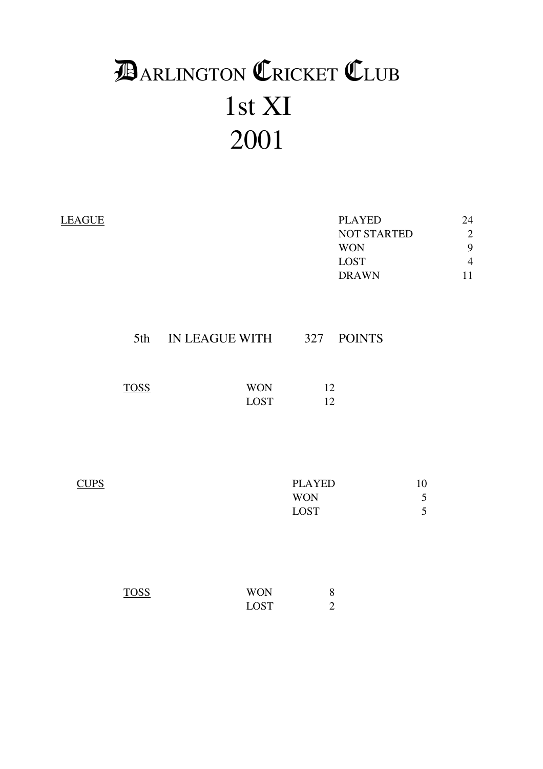# DARLINGTON CRICKET CLUB
# 1st XI
# 2001

<u>LEAGUE</u>

| | |
|---|---|
| PLAYED | 24 |
| NOT STARTED | 2 |
| WON | 9 |
| LOST | 4 |
| DRAWN | 11 |

5th IN LEAGUE WITH 327 POINTS

<u>TOSS</u>

| | |
|---|---|
| WON | 12 |
| LOST | 12 |

<u>CUPS</u>

| | |
|---|---|
| PLAYED | 10 |
| WON | 5 |
| LOST | 5 |

<u>TOSS</u>

| | |
|---|---|
| WON | 8 |
| LOST | 2 |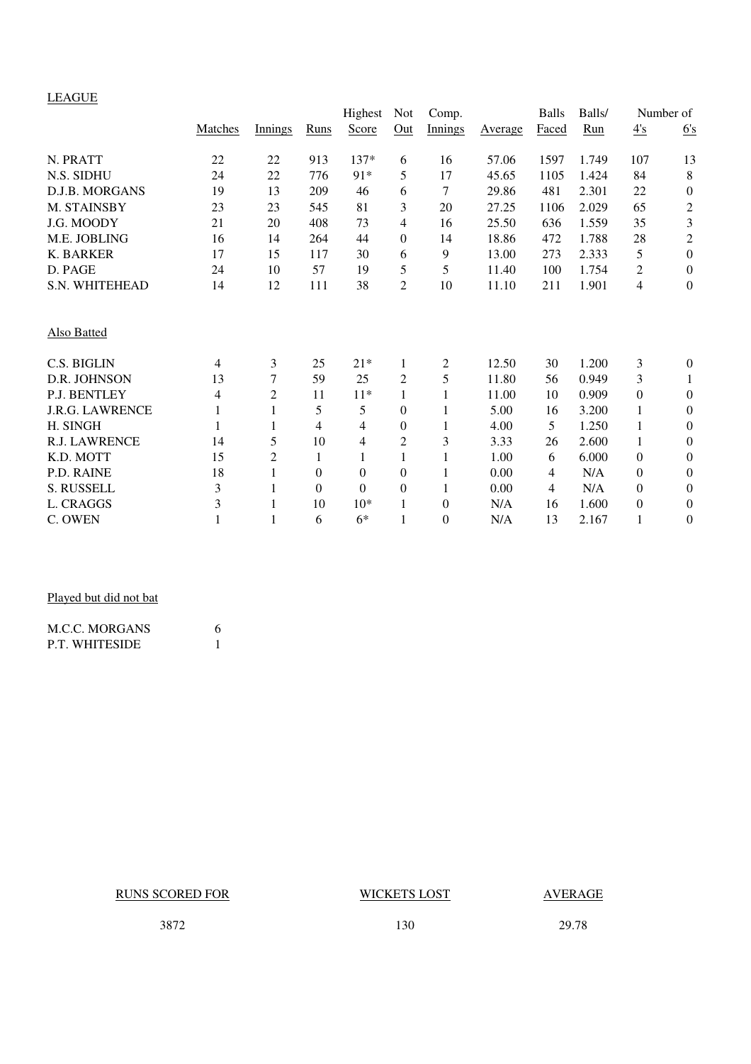## LEAGUE

| | Matches | Innings | Runs | Highest Score | Not Out | Comp. Innings | Average | Balls Faced | Balls/ Run | Number of 4's | 6's |
|---|---|---|---|---|---|---|---|---|---|---|---|
| N. PRATT | 22 | 22 | 913 | 137* | 6 | 16 | 57.06 | 1597 | 1.749 | 107 | 13 |
| N.S. SIDHU | 24 | 22 | 776 | 91* | 5 | 17 | 45.65 | 1105 | 1.424 | 84 | 8 |
| D.J.B. MORGANS | 19 | 13 | 209 | 46 | 6 | 7 | 29.86 | 481 | 2.301 | 22 | 0 |
| M. STAINSBY | 23 | 23 | 545 | 81 | 3 | 20 | 27.25 | 1106 | 2.029 | 65 | 2 |
| J.G. MOODY | 21 | 20 | 408 | 73 | 4 | 16 | 25.50 | 636 | 1.559 | 35 | 3 |
| M.E. JOBLING | 16 | 14 | 264 | 44 | 0 | 14 | 18.86 | 472 | 1.788 | 28 | 2 |
| K. BARKER | 17 | 15 | 117 | 30 | 6 | 9 | 13.00 | 273 | 2.333 | 5 | 0 |
| D. PAGE | 24 | 10 | 57 | 19 | 5 | 5 | 11.40 | 100 | 1.754 | 2 | 0 |
| S.N. WHITEHEAD | 14 | 12 | 111 | 38 | 2 | 10 | 11.10 | 211 | 1.901 | 4 | 0 |

### Also Batted

| | Matches | Innings | Runs | Highest Score | Not Out | Comp. Innings | Average | Balls Faced | Balls/ Run | 4's | 6's |
|---|---|---|---|---|---|---|---|---|---|---|---|
| C.S. BIGLIN | 4 | 3 | 25 | 21* | 1 | 2 | 12.50 | 30 | 1.200 | 3 | 0 |
| D.R. JOHNSON | 13 | 7 | 59 | 25 | 2 | 5 | 11.80 | 56 | 0.949 | 3 | 1 |
| P.J. BENTLEY | 4 | 2 | 11 | 11* | 1 | 1 | 11.00 | 10 | 0.909 | 0 | 0 |
| J.R.G. LAWRENCE | 1 | 1 | 5 | 5 | 0 | 1 | 5.00 | 16 | 3.200 | 1 | 0 |
| H. SINGH | 1 | 1 | 4 | 4 | 0 | 1 | 4.00 | 5 | 1.250 | 1 | 0 |
| R.J. LAWRENCE | 14 | 5 | 10 | 4 | 2 | 3 | 3.33 | 26 | 2.600 | 1 | 0 |
| K.D. MOTT | 15 | 2 | 1 | 1 | 1 | 1 | 1.00 | 6 | 6.000 | 0 | 0 |
| P.D. RAINE | 18 | 1 | 0 | 0 | 0 | 1 | 0.00 | 4 | N/A | 0 | 0 |
| S. RUSSELL | 3 | 1 | 0 | 0 | 0 | 1 | 0.00 | 4 | N/A | 0 | 0 |
| L. CRAGGS | 3 | 1 | 10 | 10* | 1 | 0 | N/A | 16 | 1.600 | 0 | 0 |
| C. OWEN | 1 | 1 | 6 | 6* | 1 | 0 | N/A | 13 | 2.167 | 1 | 0 |

### Played but did not bat

| | |
|---|---|
| M.C.C. MORGANS | 6 |
| P.T. WHITESIDE | 1 |

| RUNS SCORED FOR | WICKETS LOST | AVERAGE |
|---|---|---|
| 3872 | 130 | 29.78 |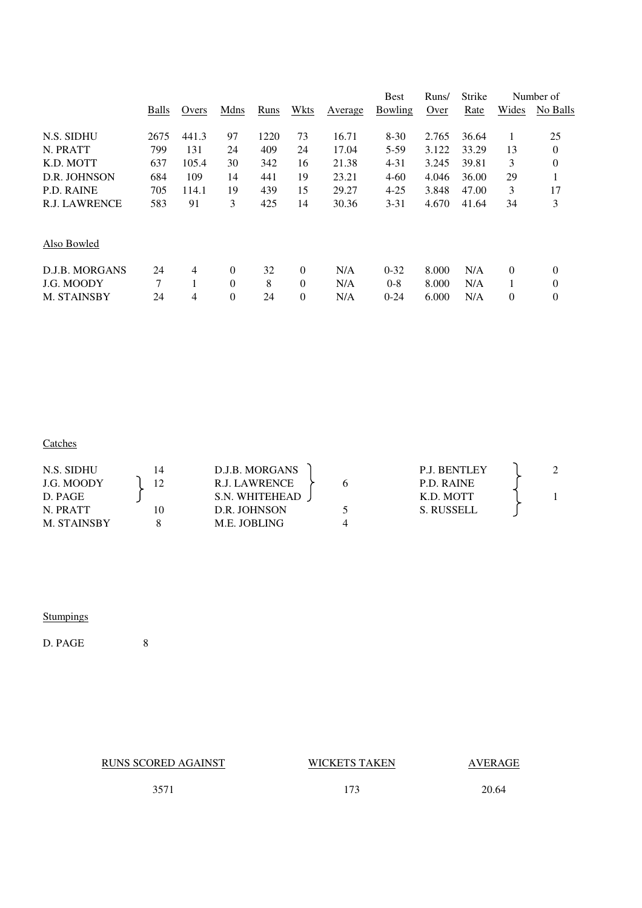| | Balls | Overs | Mdns | Runs | Wkts | Average | Best Bowling | Runs/ Over | Strike Rate | Number of Wides | No Balls |
|---|---|---|---|---|---|---|---|---|---|---|---|
| N.S. SIDHU | 2675 | 441.3 | 97 | 1220 | 73 | 16.71 | 8-30 | 2.765 | 36.64 | 1 | 25 |
| N. PRATT | 799 | 131 | 24 | 409 | 24 | 17.04 | 5-59 | 3.122 | 33.29 | 13 | 0 |
| K.D. MOTT | 637 | 105.4 | 30 | 342 | 16 | 21.38 | 4-31 | 3.245 | 39.81 | 3 | 0 |
| D.R. JOHNSON | 684 | 109 | 14 | 441 | 19 | 23.21 | 4-60 | 4.046 | 36.00 | 29 | 1 |
| P.D. RAINE | 705 | 114.1 | 19 | 439 | 15 | 29.27 | 4-25 | 3.848 | 47.00 | 3 | 17 |
| R.J. LAWRENCE | 583 | 91 | 3 | 425 | 14 | 30.36 | 3-31 | 4.670 | 41.64 | 34 | 3 |
| **Also Bowled** | | | | | | | | | | | |
| D.J.B. MORGANS | 24 | 4 | 0 | 32 | 0 | N/A | 0-32 | 8.000 | N/A | 0 | 0 |
| J.G. MOODY | 7 | 1 | 0 | 8 | 0 | N/A | 0-8 | 8.000 | N/A | 1 | 0 |
| M. STAINSBY | 24 | 4 | 0 | 24 | 0 | N/A | 0-24 | 6.000 | N/A | 0 | 0 |

## Catches

| Player | Catches |
|---|---|
| N.S. SIDHU | 14 |
| J.G. MOODY | 12 |
| D. PAGE | 12 |
| N. PRATT | 10 |
| M. STAINSBY | 8 |
| D.J.B. MORGANS | 6 |
| R.J. LAWRENCE | 6 |
| S.N. WHITEHEAD | 6 |
| D.R. JOHNSON | 5 |
| M.E. JOBLING | 4 |
| P.J. BENTLEY | 2 |
| P.D. RAINE | 2 |
| K.D. MOTT | 1 |
| S. RUSSELL | 1 |

## Stumpings

D. PAGE 8

| RUNS SCORED AGAINST | WICKETS TAKEN | AVERAGE |
|---|---|---|
| 3571 | 173 | 20.64 |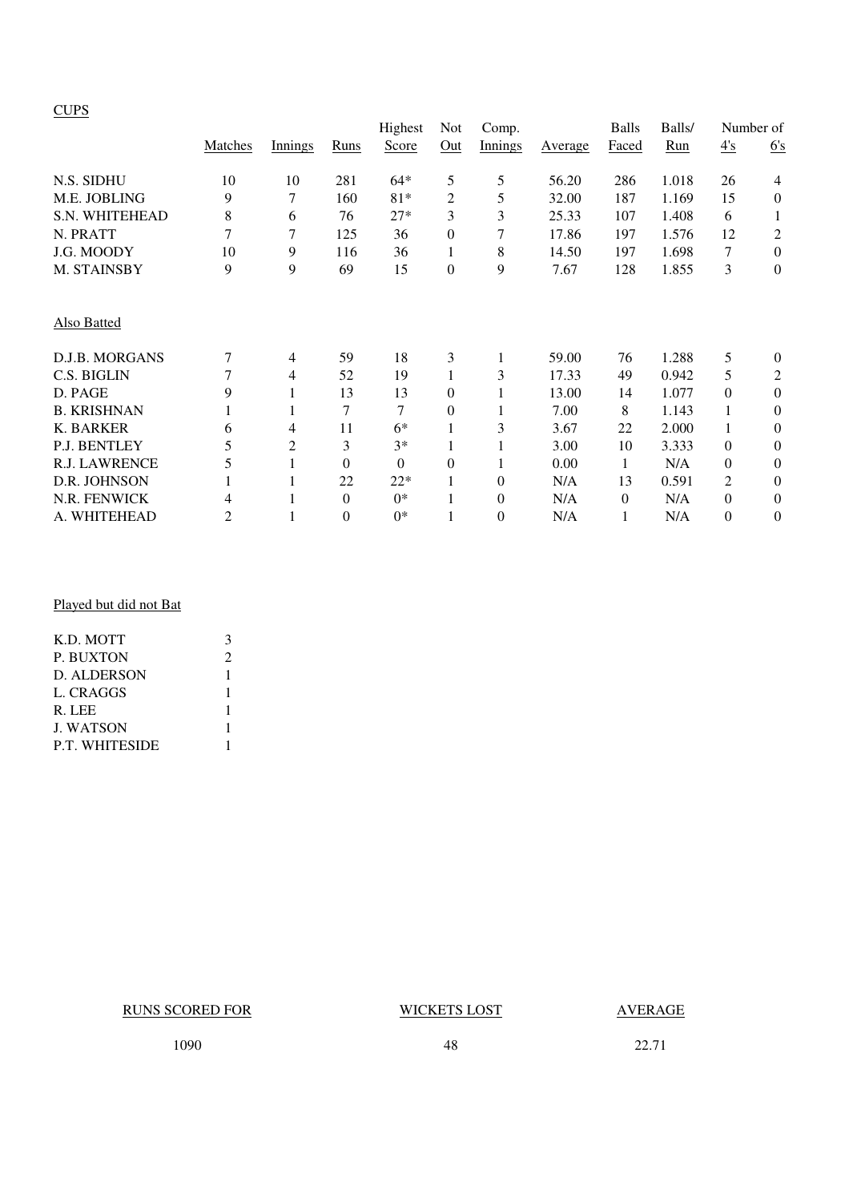CUPS

| | Matches | Innings | Runs | Highest Score | Not Out | Comp. Innings | Average | Balls Faced | Balls/ Run | Number of 4's | 6's |
|---|---|---|---|---|---|---|---|---|---|---|---|
| N.S. SIDHU | 10 | 10 | 281 | 64* | 5 | 5 | 56.20 | 286 | 1.018 | 26 | 4 |
| M.E. JOBLING | 9 | 7 | 160 | 81* | 2 | 5 | 32.00 | 187 | 1.169 | 15 | 0 |
| S.N. WHITEHEAD | 8 | 6 | 76 | 27* | 3 | 3 | 25.33 | 107 | 1.408 | 6 | 1 |
| N. PRATT | 7 | 7 | 125 | 36 | 0 | 7 | 17.86 | 197 | 1.576 | 12 | 2 |
| J.G. MOODY | 10 | 9 | 116 | 36 | 1 | 8 | 14.50 | 197 | 1.698 | 7 | 0 |
| M. STAINSBY | 9 | 9 | 69 | 15 | 0 | 9 | 7.67 | 128 | 1.855 | 3 | 0 |
| **Also Batted** | | | | | | | | | | | |
| D.J.B. MORGANS | 7 | 4 | 59 | 18 | 3 | 1 | 59.00 | 76 | 1.288 | 5 | 0 |
| C.S. BIGLIN | 7 | 4 | 52 | 19 | 1 | 3 | 17.33 | 49 | 0.942 | 5 | 2 |
| D. PAGE | 9 | 1 | 13 | 13 | 0 | 1 | 13.00 | 14 | 1.077 | 0 | 0 |
| B. KRISHNAN | 1 | 1 | 7 | 7 | 0 | 1 | 7.00 | 8 | 1.143 | 1 | 0 |
| K. BARKER | 6 | 4 | 11 | 6* | 1 | 3 | 3.67 | 22 | 2.000 | 1 | 0 |
| P.J. BENTLEY | 5 | 2 | 3 | 3* | 1 | 1 | 3.00 | 10 | 3.333 | 0 | 0 |
| R.J. LAWRENCE | 5 | 1 | 0 | 0 | 0 | 1 | 0.00 | 1 | N/A | 0 | 0 |
| D.R. JOHNSON | 1 | 1 | 22 | 22* | 1 | 0 | N/A | 13 | 0.591 | 2 | 0 |
| N.R. FENWICK | 4 | 1 | 0 | 0* | 1 | 0 | N/A | 0 | N/A | 0 | 0 |
| A. WHITEHEAD | 2 | 1 | 0 | 0* | 1 | 0 | N/A | 1 | N/A | 0 | 0 |

Played but did not Bat

| | |
|---|---|
| K.D. MOTT | 3 |
| P. BUXTON | 2 |
| D. ALDERSON | 1 |
| L. CRAGGS | 1 |
| R. LEE | 1 |
| J. WATSON | 1 |
| P.T. WHITESIDE | 1 |

| RUNS SCORED FOR | WICKETS LOST | AVERAGE |
|---|---|---|
| 1090 | 48 | 22.71 |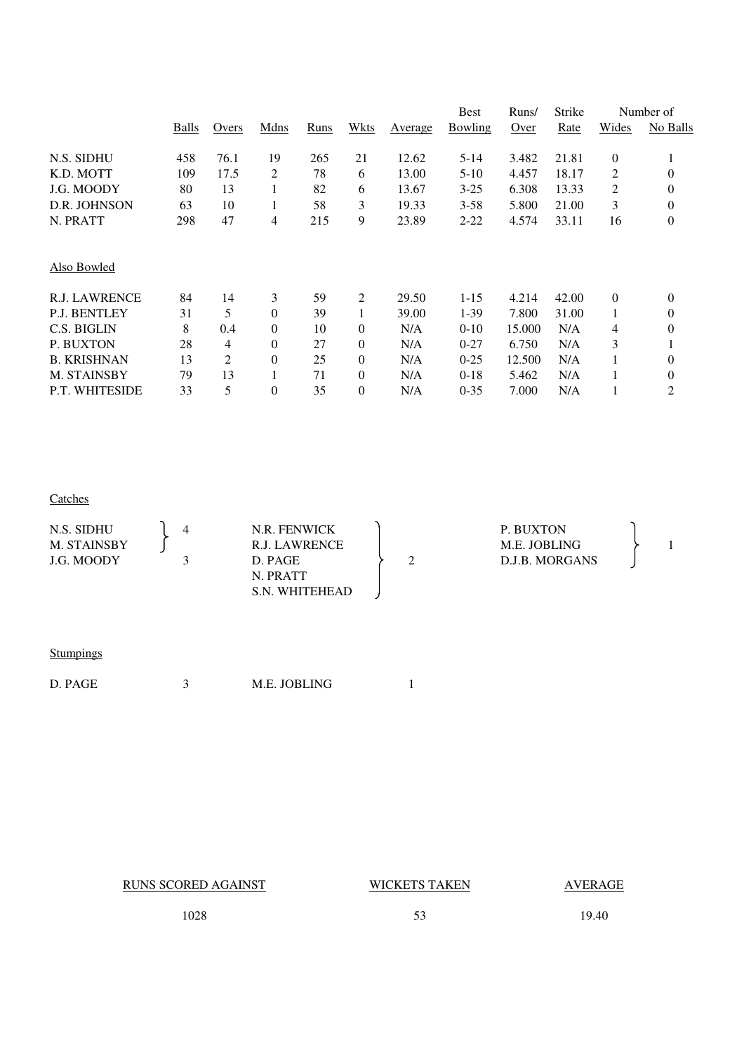|  | Balls | Overs | Mdns | Runs | Wkts | Average | Best Bowling | Runs/ Over | Strike Rate | Number of Wides | No Balls |
|---|---|---|---|---|---|---|---|---|---|---|---|
| N.S. SIDHU | 458 | 76.1 | 19 | 265 | 21 | 12.62 | 5-14 | 3.482 | 21.81 | 0 | 1 |
| K.D. MOTT | 109 | 17.5 | 2 | 78 | 6 | 13.00 | 5-10 | 4.457 | 18.17 | 2 | 0 |
| J.G. MOODY | 80 | 13 | 1 | 82 | 6 | 13.67 | 3-25 | 6.308 | 13.33 | 2 | 0 |
| D.R. JOHNSON | 63 | 10 | 1 | 58 | 3 | 19.33 | 3-58 | 5.800 | 21.00 | 3 | 0 |
| N. PRATT | 298 | 47 | 4 | 215 | 9 | 23.89 | 2-22 | 4.574 | 33.11 | 16 | 0 |

Also Bowled

|  | Balls | Overs | Mdns | Runs | Wkts | Average | Best Bowling | Runs/ Over | Strike Rate | Wides | No Balls |
|---|---|---|---|---|---|---|---|---|---|---|---|
| R.J. LAWRENCE | 84 | 14 | 3 | 59 | 2 | 29.50 | 1-15 | 4.214 | 42.00 | 0 | 0 |
| P.J. BENTLEY | 31 | 5 | 0 | 39 | 1 | 39.00 | 1-39 | 7.800 | 31.00 | 1 | 0 |
| C.S. BIGLIN | 8 | 0.4 | 0 | 10 | 0 | N/A | 0-10 | 15.000 | N/A | 4 | 0 |
| P. BUXTON | 28 | 4 | 0 | 27 | 0 | N/A | 0-27 | 6.750 | N/A | 3 | 1 |
| B. KRISHNAN | 13 | 2 | 0 | 25 | 0 | N/A | 0-25 | 12.500 | N/A | 1 | 0 |
| M. STAINSBY | 79 | 13 | 1 | 71 | 0 | N/A | 0-18 | 5.462 | N/A | 1 | 0 |
| P.T. WHITESIDE | 33 | 5 | 0 | 35 | 0 | N/A | 0-35 | 7.000 | N/A | 1 | 2 |

Catches

| Player | Catches |
|---|---|
| N.S. SIDHU, M. STAINSBY | 4 |
| J.G. MOODY | 3 |
| N.R. FENWICK, R.J. LAWRENCE, D. PAGE, N. PRATT, S.N. WHITEHEAD | 2 |
| P. BUXTON, M.E. JOBLING, D.J.B. MORGANS | 1 |

Stumpings

| Player | Stumpings |
|---|---|
| D. PAGE | 3 |
| M.E. JOBLING | 1 |

| RUNS SCORED AGAINST | WICKETS TAKEN | AVERAGE |
|---|---|---|
| 1028 | 53 | 19.40 |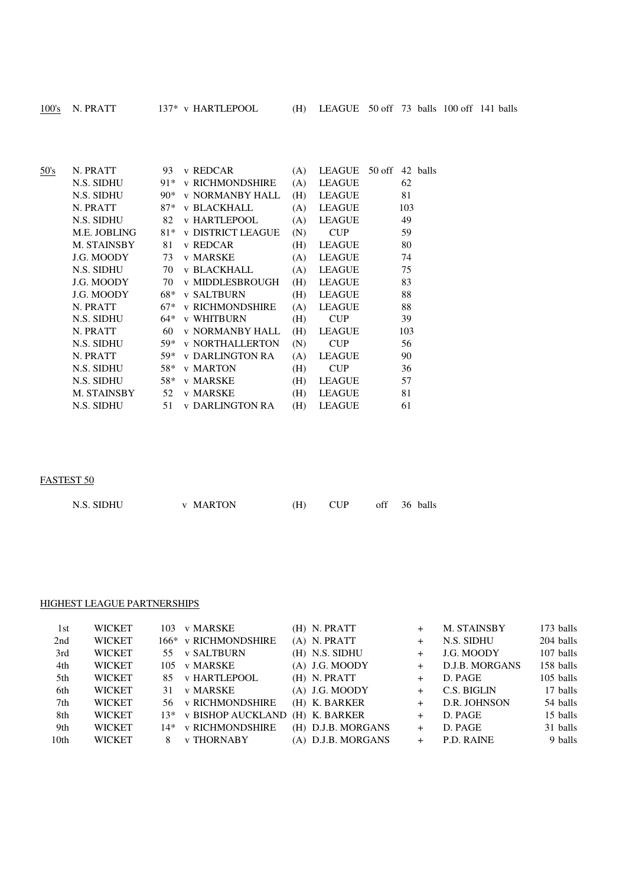## 100's

| | Player | Score | Opponent | Venue | Competition | | |
|---|---|---|---|---|---|---|---|
| 100's | N. PRATT | 137* | v HARTLEPOOL | (H) | LEAGUE | 50 off 73 balls | 100 off 141 balls |

## 50's

| Player | Score | Opponent | Venue | Competition | Balls |
|---|---|---|---|---|---|
| N. PRATT | 93 | v REDCAR | (A) | LEAGUE | 50 off 42 balls |
| N.S. SIDHU | 91* | v RICHMONDSHIRE | (A) | LEAGUE | 62 |
| N.S. SIDHU | 90* | v NORMANBY HALL | (H) | LEAGUE | 81 |
| N. PRATT | 87* | v BLACKHALL | (A) | LEAGUE | 103 |
| N.S. SIDHU | 82 | v HARTLEPOOL | (A) | LEAGUE | 49 |
| M.E. JOBLING | 81* | v DISTRICT LEAGUE | (N) | CUP | 59 |
| M. STAINSBY | 81 | v REDCAR | (H) | LEAGUE | 80 |
| J.G. MOODY | 73 | v MARSKE | (A) | LEAGUE | 74 |
| N.S. SIDHU | 70 | v BLACKHALL | (A) | LEAGUE | 75 |
| J.G. MOODY | 70 | v MIDDLESBROUGH | (H) | LEAGUE | 83 |
| J.G. MOODY | 68* | v SALTBURN | (H) | LEAGUE | 88 |
| N. PRATT | 67* | v RICHMONDSHIRE | (A) | LEAGUE | 88 |
| N.S. SIDHU | 64* | v WHITBURN | (H) | CUP | 39 |
| N. PRATT | 60 | v NORMANBY HALL | (H) | LEAGUE | 103 |
| N.S. SIDHU | 59* | v NORTHALLERTON | (N) | CUP | 56 |
| N. PRATT | 59* | v DARLINGTON RA | (A) | LEAGUE | 90 |
| N.S. SIDHU | 58* | v MARTON | (H) | CUP | 36 |
| N.S. SIDHU | 58* | v MARSKE | (H) | LEAGUE | 57 |
| M. STAINSBY | 52 | v MARSKE | (H) | LEAGUE | 81 |
| N.S. SIDHU | 51 | v DARLINGTON RA | (H) | LEAGUE | 61 |

## FASTEST 50

N.S. SIDHU v MARTON (H) CUP off 36 balls

## HIGHEST LEAGUE PARTNERSHIPS

| Wicket | | Runs | Opponent | Venue | Batsman | | Batsman | Balls |
|---|---|---|---|---|---|---|---|---|
| 1st | WICKET | 103 | v MARSKE | (H) | N. PRATT | + | M. STAINSBY | 173 balls |
| 2nd | WICKET | 166* | v RICHMONDSHIRE | (A) | N. PRATT | + | N.S. SIDHU | 204 balls |
| 3rd | WICKET | 55 | v SALTBURN | (H) | N.S. SIDHU | + | J.G. MOODY | 107 balls |
| 4th | WICKET | 105 | v MARSKE | (A) | J.G. MOODY | + | D.J.B. MORGANS | 158 balls |
| 5th | WICKET | 85 | v HARTLEPOOL | (H) | N. PRATT | + | D. PAGE | 105 balls |
| 6th | WICKET | 31 | v MARSKE | (A) | J.G. MOODY | + | C.S. BIGLIN | 17 balls |
| 7th | WICKET | 56 | v RICHMONDSHIRE | (H) | K. BARKER | + | D.R. JOHNSON | 54 balls |
| 8th | WICKET | 13* | v BISHOP AUCKLAND | (H) | K. BARKER | + | D. PAGE | 15 balls |
| 9th | WICKET | 14* | v RICHMONDSHIRE | (H) | D.J.B. MORGANS | + | D. PAGE | 31 balls |
| 10th | WICKET | 8 | v THORNABY | (A) | D.J.B. MORGANS | + | P.D. RAINE | 9 balls |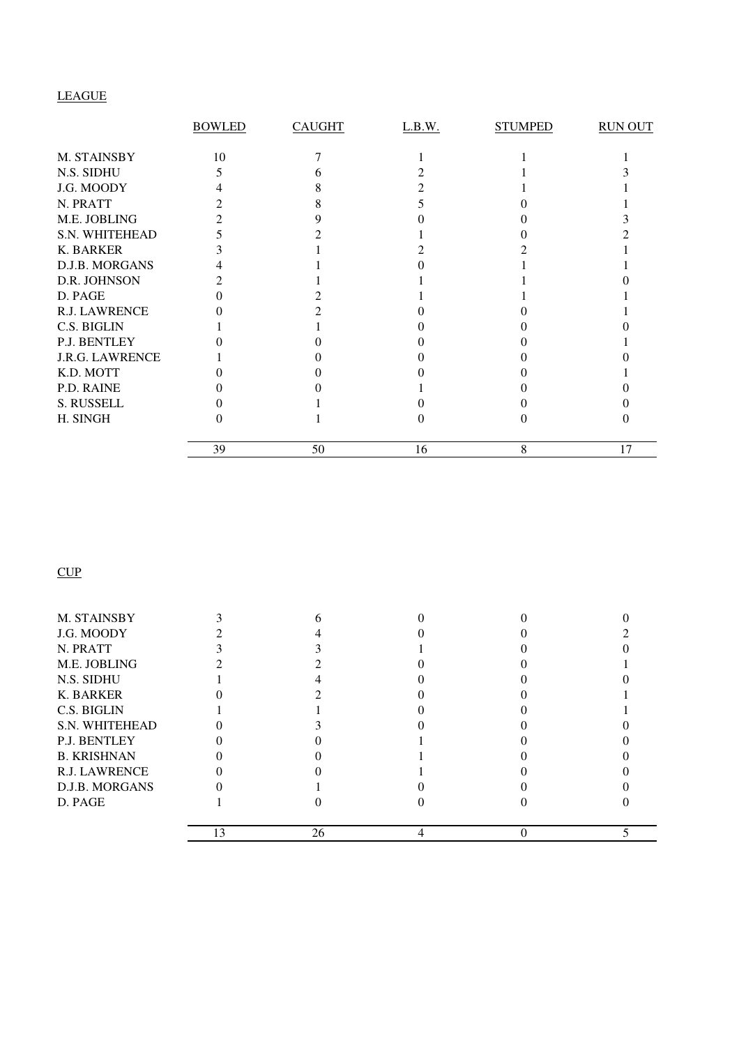LEAGUE

| | BOWLED | CAUGHT | L.B.W. | STUMPED | RUN OUT |
|---|---|---|---|---|---|
| M. STAINSBY | 10 | 7 | 1 | 1 | 1 |
| N.S. SIDHU | 5 | 6 | 2 | 1 | 3 |
| J.G. MOODY | 4 | 8 | 2 | 1 | 1 |
| N. PRATT | 2 | 8 | 5 | 0 | 1 |
| M.E. JOBLING | 2 | 9 | 0 | 0 | 3 |
| S.N. WHITEHEAD | 5 | 2 | 1 | 0 | 2 |
| K. BARKER | 3 | 1 | 2 | 2 | 1 |
| D.J.B. MORGANS | 4 | 1 | 0 | 1 | 1 |
| D.R. JOHNSON | 2 | 1 | 1 | 1 | 0 |
| D. PAGE | 0 | 2 | 1 | 1 | 1 |
| R.J. LAWRENCE | 0 | 2 | 0 | 0 | 1 |
| C.S. BIGLIN | 1 | 1 | 0 | 0 | 0 |
| P.J. BENTLEY | 0 | 0 | 0 | 0 | 1 |
| J.R.G. LAWRENCE | 1 | 0 | 0 | 0 | 0 |
| K.D. MOTT | 0 | 0 | 0 | 0 | 1 |
| P.D. RAINE | 0 | 0 | 1 | 0 | 0 |
| S. RUSSELL | 0 | 1 | 0 | 0 | 0 |
| H. SINGH | 0 | 1 | 0 | 0 | 0 |
| | 39 | 50 | 16 | 8 | 17 |

CUP

| | BOWLED | CAUGHT | L.B.W. | STUMPED | RUN OUT |
|---|---|---|---|---|---|
| M. STAINSBY | 3 | 6 | 0 | 0 | 0 |
| J.G. MOODY | 2 | 4 | 0 | 0 | 2 |
| N. PRATT | 3 | 3 | 1 | 0 | 0 |
| M.E. JOBLING | 2 | 2 | 0 | 0 | 1 |
| N.S. SIDHU | 1 | 4 | 0 | 0 | 0 |
| K. BARKER | 0 | 2 | 0 | 0 | 1 |
| C.S. BIGLIN | 1 | 1 | 0 | 0 | 1 |
| S.N. WHITEHEAD | 0 | 3 | 0 | 0 | 0 |
| P.J. BENTLEY | 0 | 0 | 1 | 0 | 0 |
| B. KRISHNAN | 0 | 0 | 1 | 0 | 0 |
| R.J. LAWRENCE | 0 | 0 | 1 | 0 | 0 |
| D.J.B. MORGANS | 0 | 1 | 0 | 0 | 0 |
| D. PAGE | 1 | 0 | 0 | 0 | 0 |
| | 13 | 26 | 4 | 0 | 5 |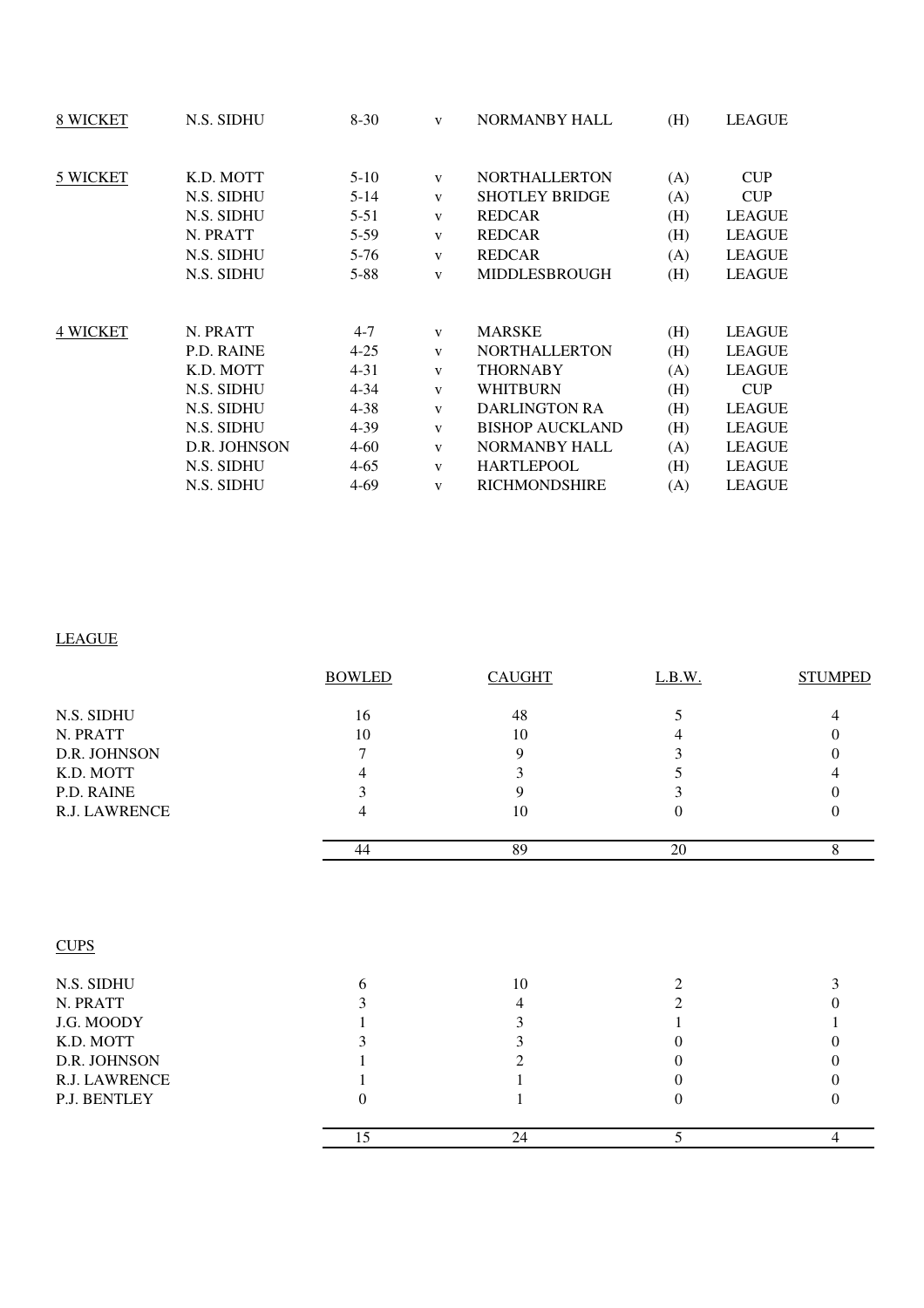| | | | | | | |
|---|---|---|---|---|---|---|
| 8 WICKET | N.S. SIDHU | 8-30 | v | NORMANBY HALL | (H) | LEAGUE |
| | | | | | | |
| 5 WICKET | K.D. MOTT | 5-10 | v | NORTHALLERTON | (A) | CUP |
| | N.S. SIDHU | 5-14 | v | SHOTLEY BRIDGE | (A) | CUP |
| | N.S. SIDHU | 5-51 | v | REDCAR | (H) | LEAGUE |
| | N. PRATT | 5-59 | v | REDCAR | (H) | LEAGUE |
| | N.S. SIDHU | 5-76 | v | REDCAR | (A) | LEAGUE |
| | N.S. SIDHU | 5-88 | v | MIDDLESBROUGH | (H) | LEAGUE |
| | | | | | | |
| 4 WICKET | N. PRATT | 4-7 | v | MARSKE | (H) | LEAGUE |
| | P.D. RAINE | 4-25 | v | NORTHALLERTON | (H) | LEAGUE |
| | K.D. MOTT | 4-31 | v | THORNABY | (A) | LEAGUE |
| | N.S. SIDHU | 4-34 | v | WHITBURN | (H) | CUP |
| | N.S. SIDHU | 4-38 | v | DARLINGTON RA | (H) | LEAGUE |
| | N.S. SIDHU | 4-39 | v | BISHOP AUCKLAND | (H) | LEAGUE |
| | D.R. JOHNSON | 4-60 | v | NORMANBY HALL | (A) | LEAGUE |
| | N.S. SIDHU | 4-65 | v | HARTLEPOOL | (H) | LEAGUE |
| | N.S. SIDHU | 4-69 | v | RICHMONDSHIRE | (A) | LEAGUE |

LEAGUE

| | BOWLED | CAUGHT | L.B.W. | STUMPED |
|---|---|---|---|---|
| N.S. SIDHU | 16 | 48 | 5 | 4 |
| N. PRATT | 10 | 10 | 4 | 0 |
| D.R. JOHNSON | 7 | 9 | 3 | 0 |
| K.D. MOTT | 4 | 3 | 5 | 4 |
| P.D. RAINE | 3 | 9 | 3 | 0 |
| R.J. LAWRENCE | 4 | 10 | 0 | 0 |
| | 44 | 89 | 20 | 8 |

CUPS

| | BOWLED | CAUGHT | L.B.W. | STUMPED |
|---|---|---|---|---|
| N.S. SIDHU | 6 | 10 | 2 | 3 |
| N. PRATT | 3 | 4 | 2 | 0 |
| J.G. MOODY | 1 | 3 | 1 | 1 |
| K.D. MOTT | 3 | 3 | 0 | 0 |
| D.R. JOHNSON | 1 | 2 | 0 | 0 |
| R.J. LAWRENCE | 1 | 1 | 0 | 0 |
| P.J. BENTLEY | 0 | 1 | 0 | 0 |
| | 15 | 24 | 5 | 4 |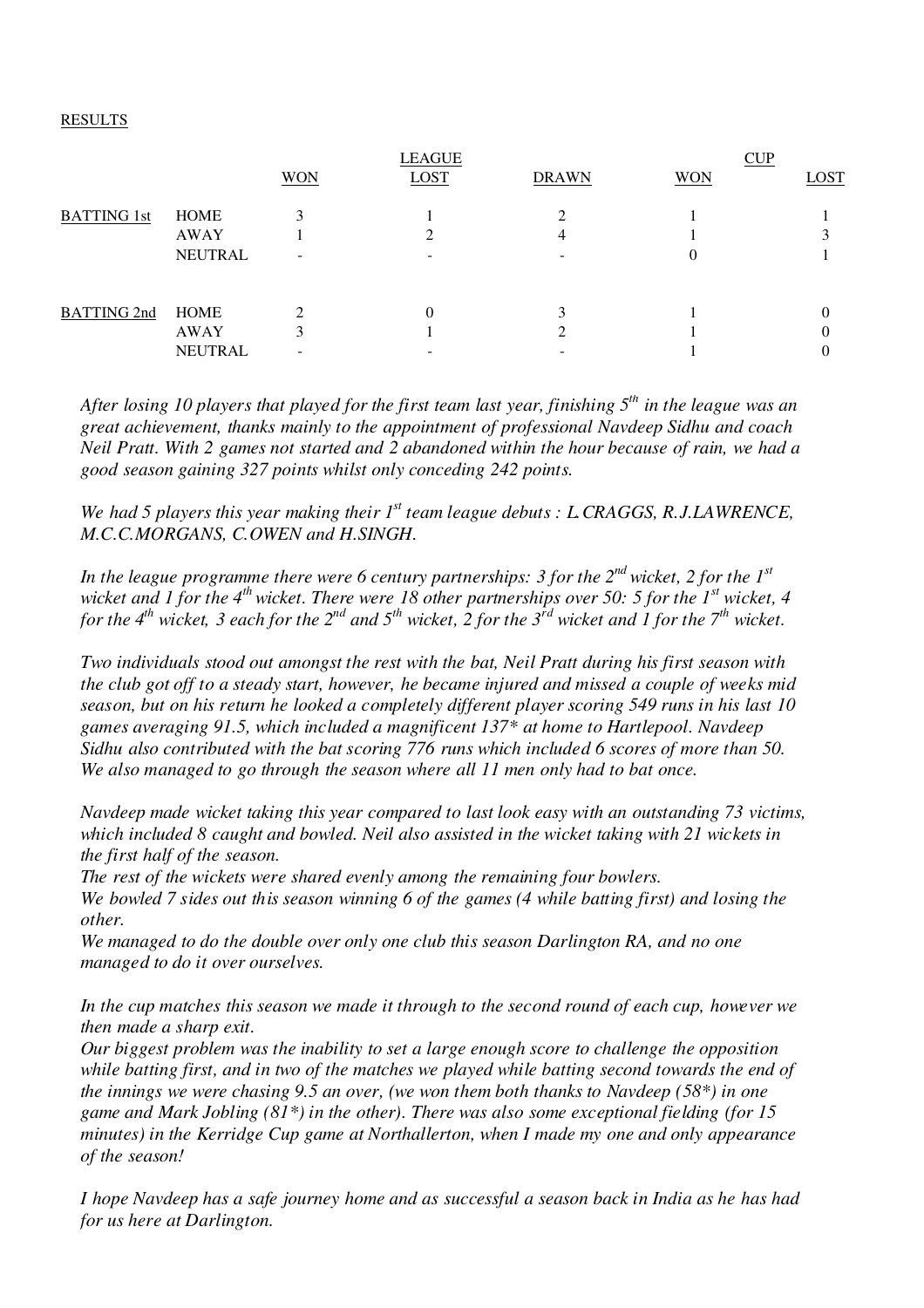RESULTS

| | | LEAGUE | | | CUP | |
|---|---|---|---|---|---|---|
| | | WON | LOST | DRAWN | WON | LOST |
| BATTING 1st | HOME | 3 | 1 | 2 | 1 | 1 |
| | AWAY | 1 | 2 | 4 | 1 | 3 |
| | NEUTRAL | - | - | - | 0 | 1 |
| BATTING 2nd | HOME | 2 | 0 | 3 | 1 | 0 |
| | AWAY | 3 | 1 | 2 | 1 | 0 |
| | NEUTRAL | - | - | - | 1 | 0 |

*After losing 10 players that played for the first team last year, finishing 5th in the league was an great achievement, thanks mainly to the appointment of professional Navdeep Sidhu and coach Neil Pratt. With 2 games not started and 2 abandoned within the hour because of rain, we had a good season gaining 327 points whilst only conceding 242 points.*

*We had 5 players this year making their 1st team league debuts : L.CRAGGS, R.J.LAWRENCE, M.C.C.MORGANS, C.OWEN and H.SINGH.*

*In the league programme there were 6 century partnerships: 3 for the 2nd wicket, 2 for the 1st wicket and 1 for the 4th wicket. There were 18 other partnerships over 50: 5 for the 1st wicket, 4 for the 4th wicket, 3 each for the 2nd and 5th wicket, 2 for the 3rd wicket and 1 for the 7th wicket.*

*Two individuals stood out amongst the rest with the bat, Neil Pratt during his first season with the club got off to a steady start, however, he became injured and missed a couple of weeks mid season, but on his return he looked a completely different player scoring 549 runs in his last 10 games averaging 91.5, which included a magnificent 137* at home to Hartlepool. Navdeep Sidhu also contributed with the bat scoring 776 runs which included 6 scores of more than 50. We also managed to go through the season where all 11 men only had to bat once.*

*Navdeep made wicket taking this year compared to last look easy with an outstanding 73 victims, which included 8 caught and bowled. Neil also assisted in the wicket taking with 21 wickets in the first half of the season.*
*The rest of the wickets were shared evenly among the remaining four bowlers.*
*We bowled 7 sides out this season winning 6 of the games (4 while batting first) and losing the other.*
*We managed to do the double over only one club this season Darlington RA, and no one managed to do it over ourselves.*

*In the cup matches this season we made it through to the second round of each cup, however we then made a sharp exit.*
*Our biggest problem was the inability to set a large enough score to challenge the opposition while batting first, and in two of the matches we played while batting second towards the end of the innings we were chasing 9.5 an over, (we won them both thanks to Navdeep (58*) in one game and Mark Jobling (81*) in the other). There was also some exceptional fielding (for 15 minutes) in the Kerridge Cup game at Northallerton, when I made my one and only appearance of the season!*

*I hope Navdeep has a safe journey home and as successful a season back in India as he has had for us here at Darlington.*